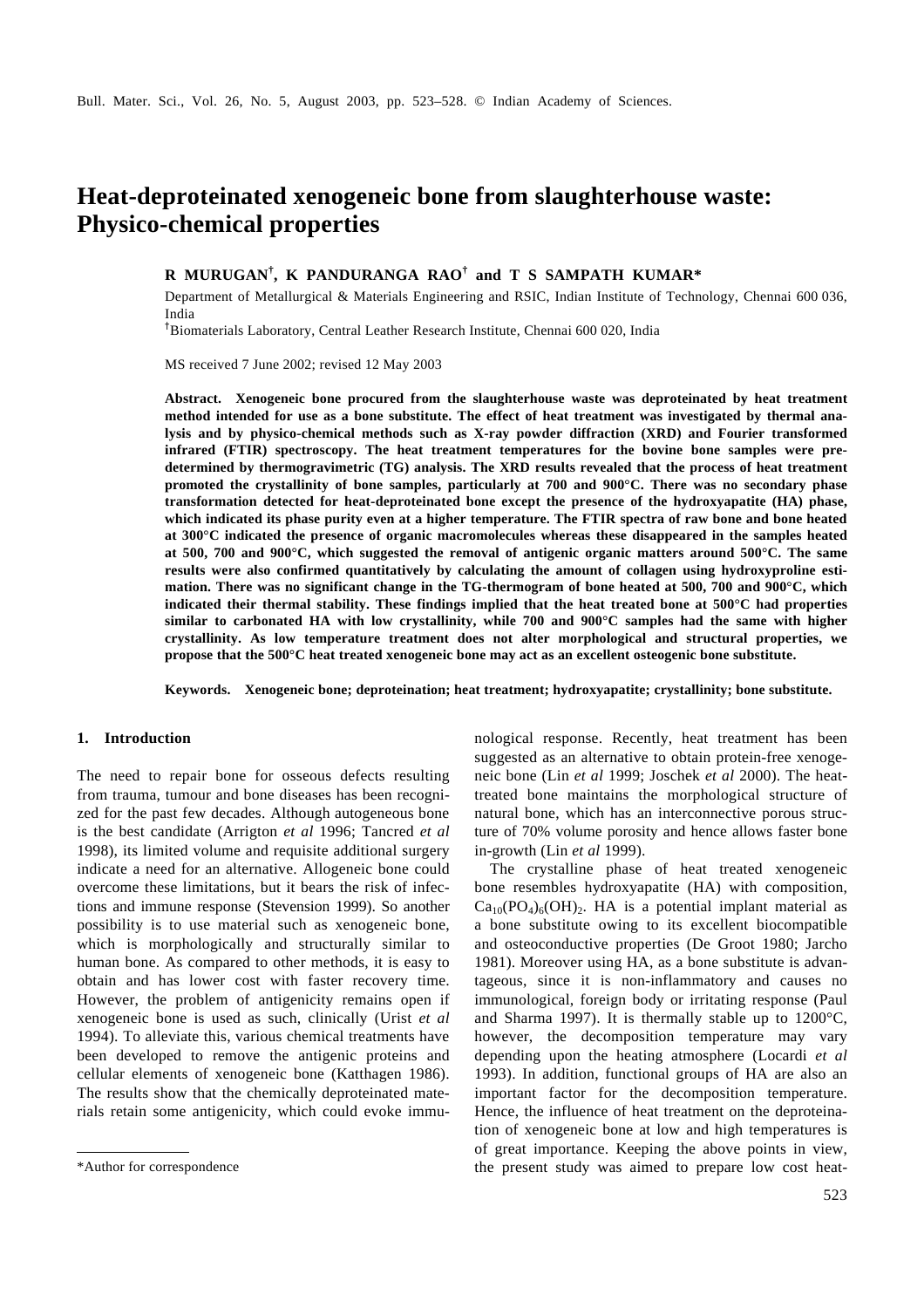# Heat-deproteinated xenogeneic bone from slaughterhouse waste: Physico-chemical properties

**R MURUGAN[†], K PANDURANGA RAO[†] and T S SAMPATH KUMAR***

Department of Metallurgical & Materials Engineering and RSIC, Indian Institute of Technology, Chennai 600 036, India

[†]Biomaterials Laboratory, Central Leather Research Institute, Chennai 600 020, India

MS received 7 June 2002; revised 12 May 2003

**Abstract.** **Xenogeneic bone procured from the slaughterhouse waste was deproteinated by heat treatment method intended for use as a bone substitute. The effect of heat treatment was investigated by thermal analysis and by physico-chemical methods such as X-ray powder diffraction (XRD) and Fourier transformed infrared (FTIR) spectroscopy. The heat treatment temperatures for the bovine bone samples were predetermined by thermogravimetric (TG) analysis. The XRD results revealed that the process of heat treatment promoted the crystallinity of bone samples, particularly at 700 and 900°C. There was no secondary phase transformation detected for heat-deproteinated bone except the presence of the hydroxyapatite (HA) phase, which indicated its phase purity even at a higher temperature. The FTIR spectra of raw bone and bone heated at 300°C indicated the presence of organic macromolecules whereas these disappeared in the samples heated at 500, 700 and 900°C, which suggested the removal of antigenic organic matters around 500°C. The same results were also confirmed quantitatively by calculating the amount of collagen using hydroxyproline estimation. There was no significant change in the TG-thermogram of bone heated at 500, 700 and 900°C, which indicated their thermal stability. These findings implied that the heat treated bone at 500°C had properties similar to carbonated HA with low crystallinity, while 700 and 900°C samples had the same with higher crystallinity. As low temperature treatment does not alter morphological and structural properties, we propose that the 500°C heat treated xenogeneic bone may act as an excellent osteogenic bone substitute.**

**Keywords.** **Xenogeneic bone; deproteination; heat treatment; hydroxyapatite; crystallinity; bone substitute.**

## 1. Introduction

The need to repair bone for osseous defects resulting from trauma, tumour and bone diseases has been recognized for the past few decades. Although autogeneous bone is the best candidate (Arrigton *et al* 1996; Tancred *et al* 1998), its limited volume and requisite additional surgery indicate a need for an alternative. Allogeneic bone could overcome these limitations, but it bears the risk of infections and immune response (Stevenson 1999). So another possibility is to use material such as xenogeneic bone, which is morphologically and structurally similar to human bone. As compared to other methods, it is easy to obtain and has lower cost with faster recovery time. However, the problem of antigenicity remains open if xenogeneic bone is used as such, clinically (Urist *et al* 1994). To alleviate this, various chemical treatments have been developed to remove the antigenic proteins and cellular elements of xenogeneic bone (Katthagen 1986). The results show that the chemically deproteinated materials retain some antigenicity, which could evoke immunological response. Recently, heat treatment has been suggested as an alternative to obtain protein-free xenogeneic bone (Lin *et al* 1999; Joschek *et al* 2000). The heat-treated bone maintains the morphological structure of natural bone, which has an interconnective porous structure of 70% volume porosity and hence allows faster bone in-growth (Lin *et al* 1999).

The crystalline phase of heat treated xenogeneic bone resembles hydroxyapatite (HA) with composition, $Ca_{10}(PO_4)_6(OH)_2$. HA is a potential implant material as a bone substitute owing to its excellent biocompatible and osteoconductive properties (De Groot 1980; Jarcho 1981). Moreover using HA, as a bone substitute is advantageous, since it is non-inflammatory and causes no immunological, foreign body or irritating response (Paul and Sharma 1997). It is thermally stable up to 1200°C, however, the decomposition temperature may vary depending upon the heating atmosphere (Locardi *et al* 1993). In addition, functional groups of HA are also an important factor for the decomposition temperature. Hence, the influence of heat treatment on the deproteination of xenogeneic bone at low and high temperatures is of great importance. Keeping the above points in view, the present study was aimed to prepare low cost heat-

*Author for correspondence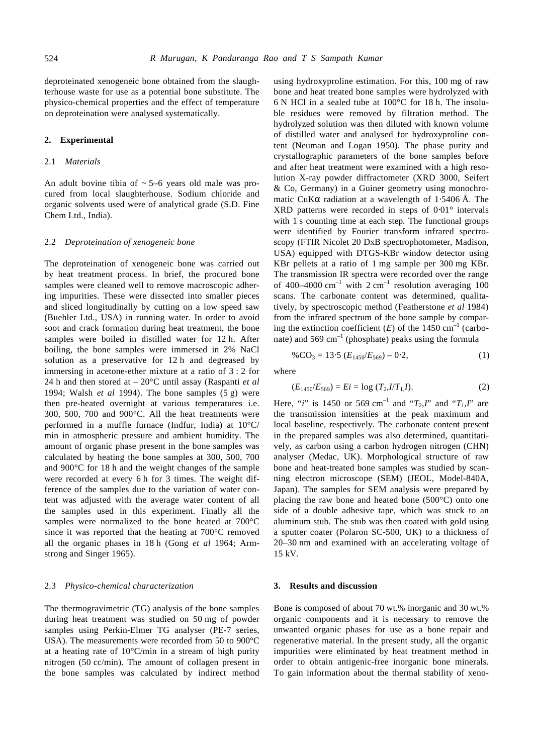deproteinated xenogeneic bone obtained from the slaughterhouse waste for use as a potential bone substitute. The physico-chemical properties and the effect of temperature on deproteination were analysed systematically.

## 2. Experimental

### 2.1 *Materials*

An adult bovine tibia of ~ 5–6 years old male was procured from local slaughterhouse. Sodium chloride and organic solvents used were of analytical grade (S.D. Fine Chem Ltd., India).

### 2.2 *Deproteination of xenogeneic bone*

The deproteination of xenogeneic bone was carried out by heat treatment process. In brief, the procured bone samples were cleaned well to remove macroscopic adhering impurities. These were dissected into smaller pieces and sliced longitudinally by cutting on a low speed saw (Buehler Ltd., USA) in running water. In order to avoid soot and crack formation during heat treatment, the bone samples were boiled in distilled water for 12 h. After boiling, the bone samples were immersed in 2% NaCl solution as a preservative for 12 h and degreased by immersing in acetone-ether mixture at a ratio of 3 : 2 for 24 h and then stored at – 20°C until assay (Raspanti *et al* 1994; Walsh *et al* 1994). The bone samples (5 g) were then pre-heated overnight at various temperatures i.e. 300, 500, 700 and 900°C. All the heat treatments were performed in a muffle furnace (Indfur, India) at 10°C/min in atmospheric pressure and ambient humidity. The amount of organic phase present in the bone samples was calculated by heating the bone samples at 300, 500, 700 and 900°C for 18 h and the weight changes of the sample were recorded at every 6 h for 3 times. The weight difference of the samples due to the variation of water content was adjusted with the average water content of all the samples used in this experiment. Finally all the samples were normalized to the bone heated at 700°C since it was reported that the heating at 700°C removed all the organic phases in 18 h (Gong *et al* 1964; Armstrong and Singer 1965).

### 2.3 *Physico-chemical characterization*

The thermogravimetric (TG) analysis of the bone samples during heat treatment was studied on 50 mg of powder samples using Perkin-Elmer TG analyser (PE-7 series, USA). The measurements were recorded from 50 to 900°C at a heating rate of 10°C/min in a stream of high purity nitrogen (50 cc/min). The amount of collagen present in the bone samples was calculated by indirect method using hydroxyproline estimation. For this, 100 mg of raw bone and heat treated bone samples were hydrolyzed with 6 N HCl in a sealed tube at 100°C for 18 h. The insoluble residues were removed by filtration method. The hydrolyzed solution was then diluted with known volume of distilled water and analysed for hydroxyproline content (Neuman and Logan 1950). The phase purity and crystallographic parameters of the bone samples before and after heat treatment were examined with a high resolution X-ray powder diffractometer (XRD 3000, Seifert & Co, Germany) in a Guiner geometry using monochromatic CuKα radiation at a wavelength of 1·5406 Å. The XRD patterns were recorded in steps of 0·01° intervals with 1 s counting time at each step. The functional groups were identified by Fourier transform infrared spectroscopy (FTIR Nicolet 20 DxB spectrophotometer, Madison, USA) equipped with DTGS-KBr window detector using KBr pellets at a ratio of 1 mg sample per 300 mg KBr. The transmission IR spectra were recorded over the range of 400–4000 $cm^{-1}$ with 2 $cm^{-1}$ resolution averaging 100 scans. The carbonate content was determined, qualitatively, by spectroscopic method (Featherstone *et al* 1984) from the infrared spectrum of the bone sample by comparing the extinction coefficient ($E$) of the 1450 $cm^{-1}$ (carbonate) and 569 $cm^{-1}$ (phosphate) peaks using the formula

$$\%CO_3 = 13{\cdot}5\,(E_{1450}/E_{569}) - 0{\cdot}2, \tag{1}$$

where

$$(E_{1450}/E_{569}) = Ei = \log\,(T_2,I/T_1,I). \tag{2}$$

Here, "$i$" is 1450 or 569 $cm^{-1}$ and "$T_2,I$" and "$T_1,I$" are the transmission intensities at the peak maximum and local baseline, respectively. The carbonate content present in the prepared samples was also determined, quantitatively, as carbon using a carbon hydrogen nitrogen (CHN) analyser (Medac, UK). Morphological structure of raw bone and heat-treated bone samples was studied by scanning electron microscope (SEM) (JEOL, Model-840A, Japan). The samples for SEM analysis were prepared by placing the raw bone and heated bone (500°C) onto one side of a double adhesive tape, which was stuck to an aluminum stub. The stub was then coated with gold using a sputter coater (Polaron SC-500, UK) to a thickness of 20–30 nm and examined with an accelerating voltage of 15 kV.

## 3. Results and discussion

Bone is composed of about 70 wt.% inorganic and 30 wt.% organic components and it is necessary to remove the unwanted organic phases for use as a bone repair and regenerative material. In the present study, all the organic impurities were eliminated by heat treatment method in order to obtain antigenic-free inorganic bone minerals. To gain information about the thermal stability of xeno-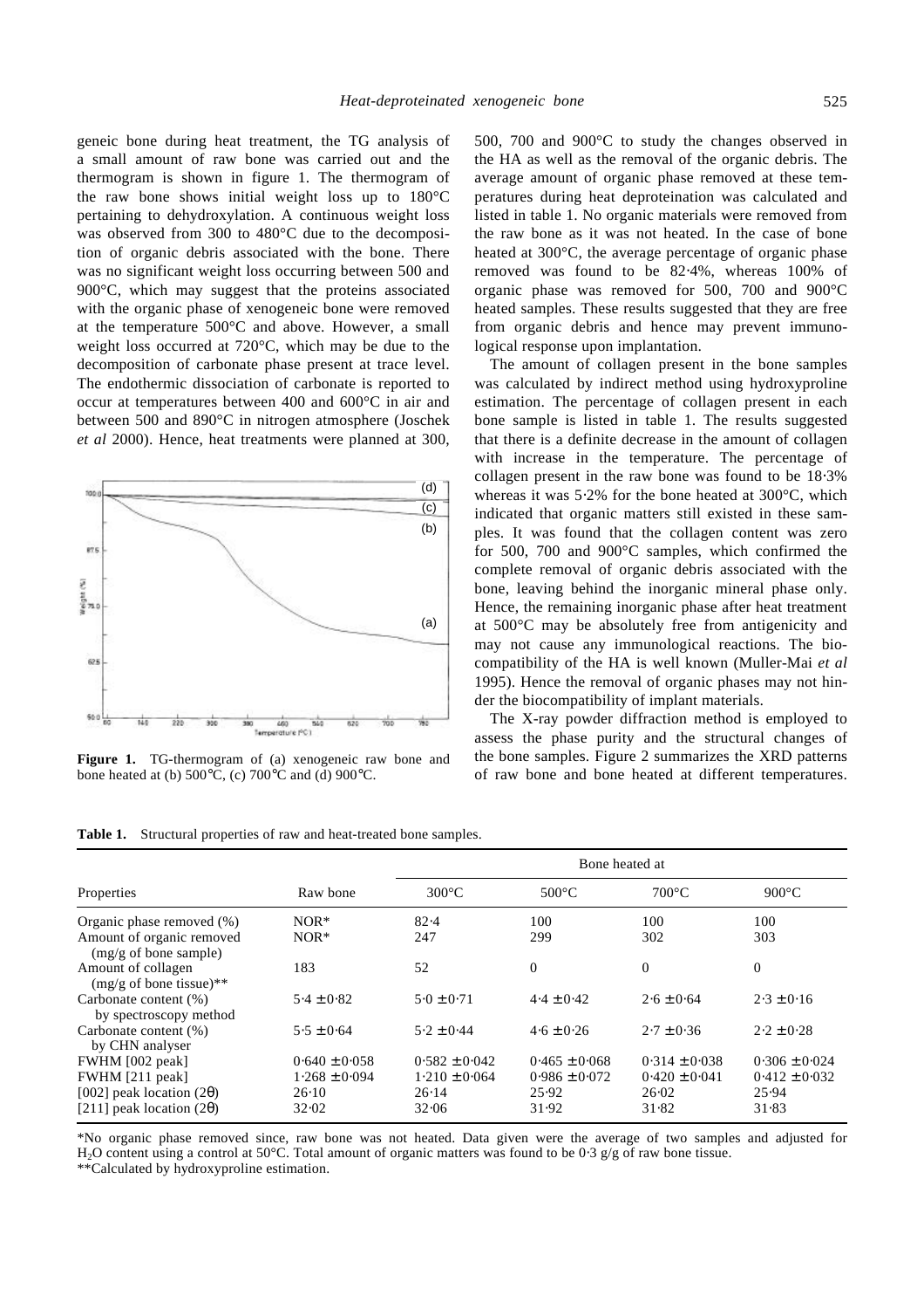geneic bone during heat treatment, the TG analysis of a small amount of raw bone was carried out and the thermogram is shown in figure 1. The thermogram of the raw bone shows initial weight loss up to 180°C pertaining to dehydroxylation. A continuous weight loss was observed from 300 to 480°C due to the decomposition of organic debris associated with the bone. There was no significant weight loss occurring between 500 and 900°C, which may suggest that the proteins associated with the organic phase of xenogeneic bone were removed at the temperature 500°C and above. However, a small weight loss occurred at 720°C, which may be due to the decomposition of carbonate phase present at trace level. The endothermic dissociation of carbonate is reported to occur at temperatures between 400 and 600°C in air and between 500 and 890°C in nitrogen atmosphere (Joschek *et al* 2000). Hence, heat treatments were planned at 300, 500, 700 and 900°C to study the changes observed in the HA as well as the removal of the organic debris. The average amount of organic phase removed at these temperatures during heat deproteination was calculated and listed in table 1. No organic materials were removed from the raw bone as it was not heated. In the case of bone heated at 300°C, the average percentage of organic phase removed was found to be 82·4%, whereas 100% of organic phase was removed for 500, 700 and 900°C heated samples. These results suggested that they are free from organic debris and hence may prevent immunological response upon implantation.

**Figure 1.** TG-thermogram of (a) xenogeneic raw bone and bone heated at (b) 500°C, (c) 700°C and (d) 900°C.

The amount of collagen present in the bone samples was calculated by indirect method using hydroxyproline estimation. The percentage of collagen present in each bone sample is listed in table 1. The results suggested that there is a definite decrease in the amount of collagen with increase in the temperature. The percentage of collagen present in the raw bone was found to be 18·3% whereas it was 5·2% for the bone heated at 300°C, which indicated that organic matters still existed in these samples. It was found that the collagen content was zero for 500, 700 and 900°C samples, which confirmed the complete removal of organic debris associated with the bone, leaving behind the inorganic mineral phase only. Hence, the remaining inorganic phase after heat treatment at 500°C may be absolutely free from antigenicity and may not cause any immunological reactions. The biocompatibility of the HA is well known (Muller-Mai *et al* 1995). Hence the removal of organic phases may not hinder the biocompatibility of implant materials.

The X-ray powder diffraction method is employed to assess the phase purity and the structural changes of the bone samples. Figure 2 summarizes the XRD patterns of raw bone and bone heated at different temperatures.

**Table 1.** Structural properties of raw and heat-treated bone samples.

| Properties | Raw bone | Bone heated at | | | |
|---|---|---|---|---|---|
| | | 300°C | 500°C | 700°C | 900°C |
| Organic phase removed (%) | NOR* | 82·4 | 100 | 100 | 100 |
| Amount of organic removed (mg/g of bone sample) | NOR* | 247 | 299 | 302 | 303 |
| Amount of collagen (mg/g of bone tissue)** | 183 | 52 | 0 | 0 | 0 |
| Carbonate content (%) by spectroscopy method | 5·4 ± 0·82 | 5·0 ± 0·71 | 4·4 ± 0·42 | 2·6 ± 0·64 | 2·3 ± 0·16 |
| Carbonate content (%) by CHN analyser | 5·5 ± 0·64 | 5·2 ± 0·44 | 4·6 ± 0·26 | 2·7 ± 0·36 | 2·2 ± 0·28 |
| FWHM [002 peak] | 0·640 ± 0·058 | 0·582 ± 0·042 | 0·465 ± 0·068 | 0·314 ± 0·038 | 0·306 ± 0·024 |
| FWHM [211 peak] | 1·268 ± 0·094 | 1·210 ± 0·064 | 0·986 ± 0·072 | 0·420 ± 0·041 | 0·412 ± 0·032 |
| [002] peak location ($2\theta$) | 26·10 | 26·14 | 25·92 | 26·02 | 25·94 |
| [211] peak location ($2\theta$) | 32·02 | 32·06 | 31·92 | 31·82 | 31·83 |

*No organic phase removed since, raw bone was not heated. Data given were the average of two samples and adjusted for $H_2O$ content using a control at 50°C. Total amount of organic matters was found to be 0·3 g/g of raw bone tissue.
**Calculated by hydroxyproline estimation.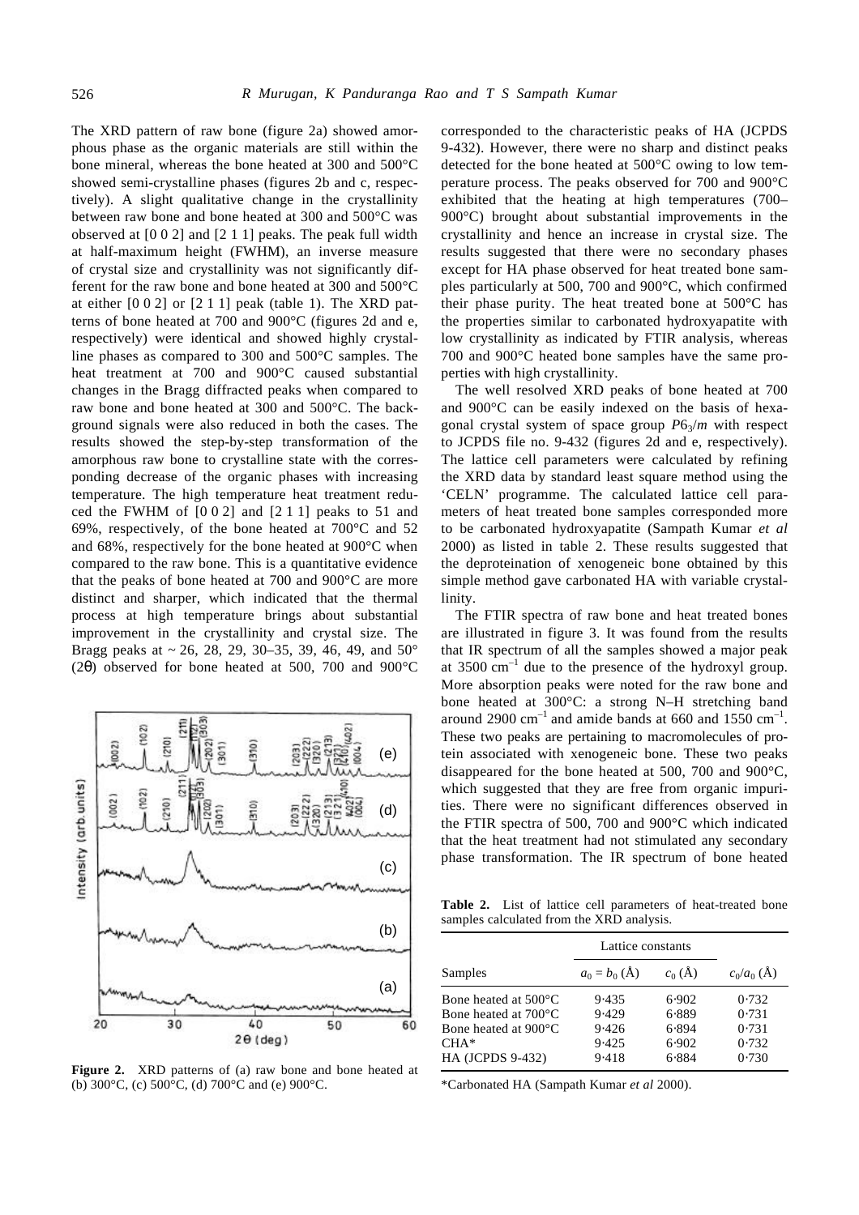The XRD pattern of raw bone (figure 2a) showed amorphous phase as the organic materials are still within the bone mineral, whereas the bone heated at 300 and 500°C showed semi-crystalline phases (figures 2b and c, respectively). A slight qualitative change in the crystallinity between raw bone and bone heated at 300 and 500°C was observed at [0 0 2] and [2 1 1] peaks. The peak full width at half-maximum height (FWHM), an inverse measure of crystal size and crystallinity was not significantly different for the raw bone and bone heated at 300 and 500°C at either [0 0 2] or [2 1 1] peak (table 1). The XRD patterns of bone heated at 700 and 900°C (figures 2d and e, respectively) were identical and showed highly crystalline phases as compared to 300 and 500°C samples. The heat treatment at 700 and 900°C caused substantial changes in the Bragg diffracted peaks when compared to raw bone and bone heated at 300 and 500°C. The background signals were also reduced in both the cases. The results showed the step-by-step transformation of the amorphous raw bone to crystalline state with the corresponding decrease of the organic phases with increasing temperature. The high temperature heat treatment reduced the FWHM of [0 0 2] and [2 1 1] peaks to 51 and 69%, respectively, of the bone heated at 700°C and 52 and 68%, respectively for the bone heated at 900°C when compared to the raw bone. This is a quantitative evidence that the peaks of bone heated at 700 and 900°C are more distinct and sharper, which indicated that the thermal process at high temperature brings about substantial improvement in the crystallinity and crystal size. The Bragg peaks at ~ 26, 28, 29, 30–35, 39, 46, 49, and 50° ($2\theta$) observed for bone heated at 500, 700 and 900°C corresponded to the characteristic peaks of HA (JCPDS 9-432). However, there were no sharp and distinct peaks detected for the bone heated at 500°C owing to low temperature process. The peaks observed for 700 and 900°C exhibited that the heating at high temperatures (700–900°C) brought about substantial improvements in the crystallinity and hence an increase in crystal size. The results suggested that there were no secondary phases except for HA phase observed for heat treated bone samples particularly at 500, 700 and 900°C, which confirmed their phase purity. The heat treated bone at 500°C has the properties similar to carbonated hydroxyapatite with low crystallinity as indicated by FTIR analysis, whereas 700 and 900°C heated bone samples have the same properties with high crystallinity.

**Figure 2.** XRD patterns of (a) raw bone and bone heated at (b) 300°C, (c) 500°C, (d) 700°C and (e) 900°C.

The well resolved XRD peaks of bone heated at 700 and 900°C can be easily indexed on the basis of hexagonal crystal system of space group $P6_3/m$ with respect to JCPDS file no. 9-432 (figures 2d and e, respectively). The lattice cell parameters were calculated by refining the XRD data by standard least square method using the 'CELN' programme. The calculated lattice cell parameters of heat treated bone samples corresponded more to be carbonated hydroxyapatite (Sampath Kumar *et al* 2000) as listed in table 2. These results suggested that the deproteination of xenogeneic bone obtained by this simple method gave carbonated HA with variable crystallinity.

The FTIR spectra of raw bone and heat treated bones are illustrated in figure 3. It was found from the results that IR spectrum of all the samples showed a major peak at 3500 $cm^{-1}$ due to the presence of the hydroxyl group. More absorption peaks were noted for the raw bone and bone heated at 300°C: a strong N–H stretching band around 2900 $cm^{-1}$ and amide bands at 660 and 1550 $cm^{-1}$. These two peaks are pertaining to macromolecules of protein associated with xenogeneic bone. These two peaks disappeared for the bone heated at 500, 700 and 900°C, which suggested that they are free from organic impurities. There were no significant differences observed in the FTIR spectra of 500, 700 and 900°C which indicated that the heat treatment had not stimulated any secondary phase transformation. The IR spectrum of bone heated

**Table 2.** List of lattice cell parameters of heat-treated bone samples calculated from the XRD analysis.

| Samples | Lattice constants | | |
|---|---|---|---|
| | $a_0 = b_0$ (Å) | $c_0$ (Å) | $c_0/a_0$ (Å) |
| Bone heated at 500°C | 9·435 | 6·902 | 0·732 |
| Bone heated at 700°C | 9·429 | 6·889 | 0·731 |
| Bone heated at 900°C | 9·426 | 6·894 | 0·731 |
| CHA* | 9·425 | 6·902 | 0·732 |
| HA (JCPDS 9-432) | 9·418 | 6·884 | 0·730 |

*Carbonated HA (Sampath Kumar *et al* 2000).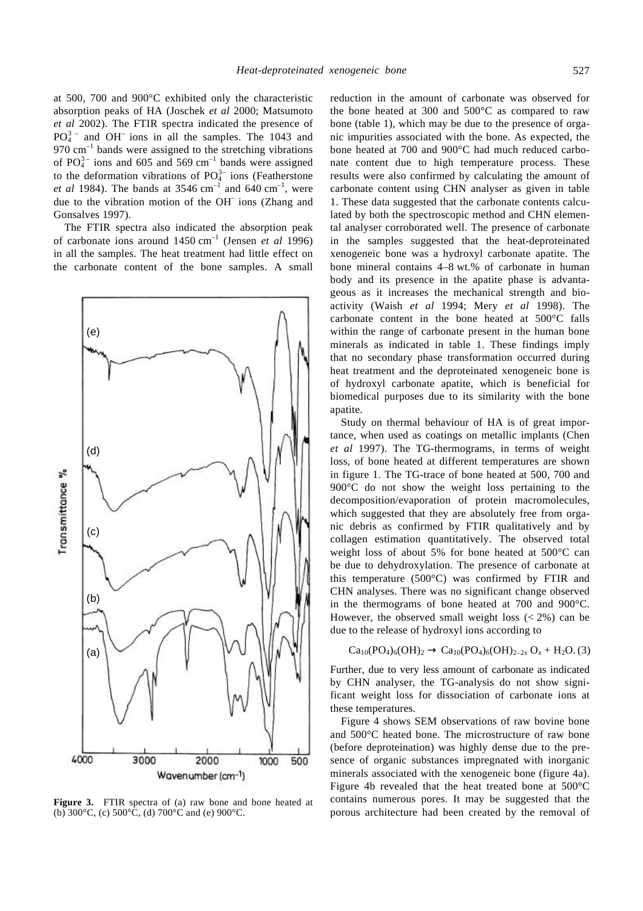at 500, 700 and 900°C exhibited only the characteristic absorption peaks of HA (Joschek *et al* 2000; Matsumoto *et al* 2002). The FTIR spectra indicated the presence of $PO_4^{3-}$ and $OH^-$ ions in all the samples. The 1043 and 970 $cm^{-1}$ bands were assigned to the stretching vibrations of $PO_4^{3-}$ ions and 605 and 569 $cm^{-1}$ bands were assigned to the deformation vibrations of $PO_4^{3-}$ ions (Featherstone *et al* 1984). The bands at 3546 $cm^{-1}$ and 640 $cm^{-1}$, were due to the vibration motion of the $OH^-$ ions (Zhang and Gonsalves 1997).

The FTIR spectra also indicated the absorption peak of carbonate ions around 1450 $cm^{-1}$ (Jensen *et al* 1996) in all the samples. The heat treatment had little effect on the carbonate content of the bone samples. A small reduction in the amount of carbonate was observed for the bone heated at 300 and 500°C as compared to raw bone (table 1), which may be due to the presence of organic impurities associated with the bone. As expected, the bone heated at 700 and 900°C had much reduced carbonate content due to high temperature process. These results were also confirmed by calculating the amount of carbonate content using CHN analyser as given in table 1. These data suggested that the carbonate contents calculated by both the spectroscopic method and CHN elemental analyser corroborated well. The presence of carbonate in the samples suggested that the heat-deproteinated xenogeneic bone was a hydroxyl carbonate apatite. The bone mineral contains 4–8 wt.% of carbonate in human body and its presence in the apatite phase is advantageous as it increases the mechanical strength and bioactivity (Waish *et al* 1994; Mery *et al* 1998). The carbonate content in the bone heated at 500°C falls within the range of carbonate present in the human bone minerals as indicated in table 1. These findings imply that no secondary phase transformation occurred during heat treatment and the deproteinated xenogeneic bone is of hydroxyl carbonate apatite, which is beneficial for biomedical purposes due to its similarity with the bone apatite.

**Figure 3.** FTIR spectra of (a) raw bone and bone heated at (b) 300°C, (c) 500°C, (d) 700°C and (e) 900°C.

Study on thermal behaviour of HA is of great importance, when used as coatings on metallic implants (Chen *et al* 1997). The TG-thermograms, in terms of weight loss, of bone heated at different temperatures are shown in figure 1. The TG-trace of bone heated at 500, 700 and 900°C do not show the weight loss pertaining to the decomposition/evaporation of protein macromolecules, which suggested that they are absolutely free from organic debris as confirmed by FTIR qualitatively and by collagen estimation quantitatively. The observed total weight loss of about 5% for bone heated at 500°C can be due to dehydroxylation. The presence of carbonate at this temperature (500°C) was confirmed by FTIR and CHN analyses. There was no significant change observed in the thermograms of bone heated at 700 and 900°C. However, the observed small weight loss (< 2%) can be due to the release of hydroxyl ions according to

$$Ca_{10}(PO_4)_6(OH)_2 \rightarrow Ca_{10}(PO_4)_6(OH)_{2-2x}\,O_x + H_2O. \quad (3)$$

Further, due to very less amount of carbonate as indicated by CHN analyser, the TG-analysis do not show significant weight loss for dissociation of carbonate ions at these temperatures.

Figure 4 shows SEM observations of raw bovine bone and 500°C heated bone. The microstructure of raw bone (before deproteination) was highly dense due to the presence of organic substances impregnated with inorganic minerals associated with the xenogeneic bone (figure 4a). Figure 4b revealed that the heat treated bone at 500°C contains numerous pores. It may be suggested that the porous architecture had been created by the removal of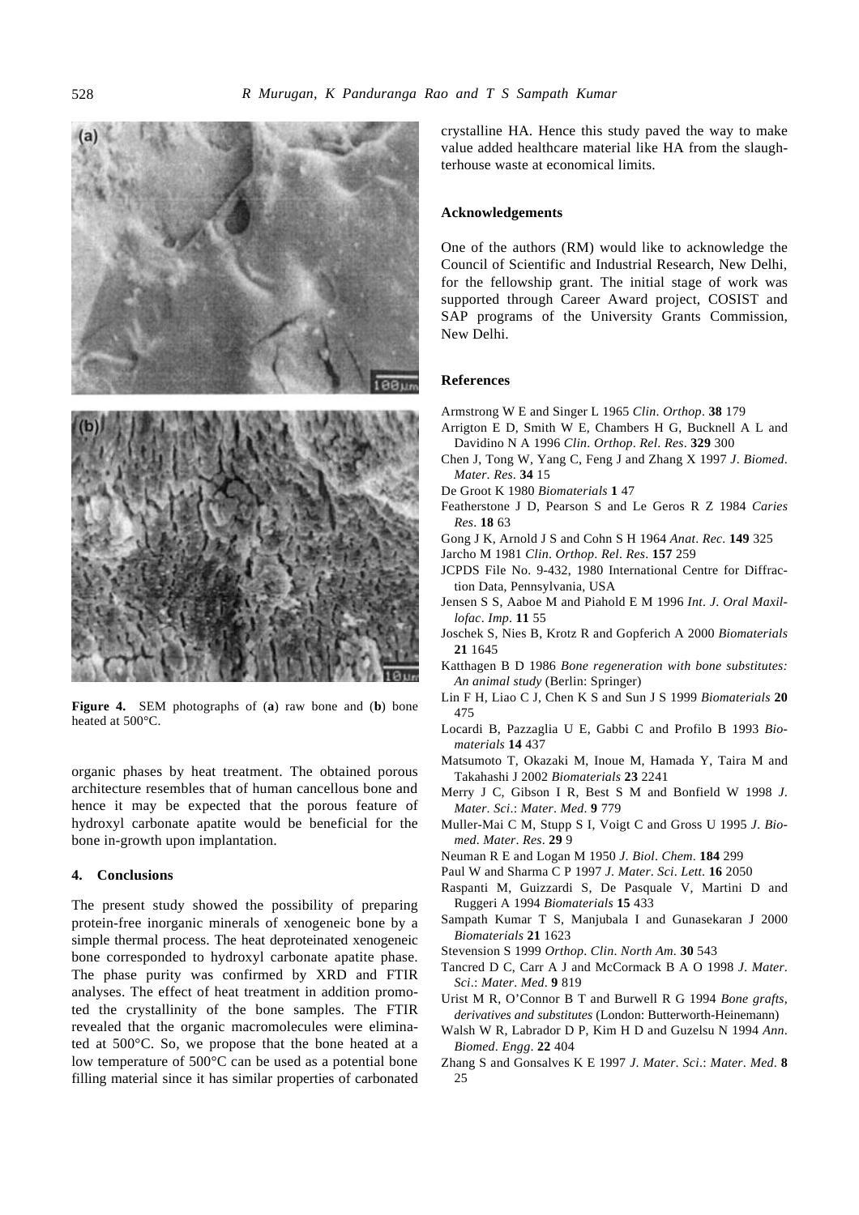Figure 4. SEM photographs of (**a**) raw bone and (**b**) bone heated at 500°C.

organic phases by heat treatment. The obtained porous architecture resembles that of human cancellous bone and hence it may be expected that the porous feature of hydroxyl carbonate apatite would be beneficial for the bone in-growth upon implantation.

## 4. Conclusions

The present study showed the possibility of preparing protein-free inorganic minerals of xenogeneic bone by a simple thermal process. The heat deproteinated xenogeneic bone corresponded to hydroxyl carbonate apatite phase. The phase purity was confirmed by XRD and FTIR analyses. The effect of heat treatment in addition promoted the crystallinity of the bone samples. The FTIR revealed that the organic macromolecules were eliminated at 500°C. So, we propose that the bone heated at a low temperature of 500°C can be used as a potential bone filling material since it has similar properties of carbonated crystalline HA. Hence this study paved the way to make value added healthcare material like HA from the slaughterhouse waste at economical limits.

## Acknowledgements

One of the authors (RM) would like to acknowledge the Council of Scientific and Industrial Research, New Delhi, for the fellowship grant. The initial stage of work was supported through Career Award project, COSIST and SAP programs of the University Grants Commission, New Delhi.

## References

Armstrong W E and Singer L 1965 *Clin. Orthop.* **38** 179

Arrigton E D, Smith W E, Chambers H G, Bucknell A L and Davidino N A 1996 *Clin. Orthop. Rel. Res.* **329** 300

Chen J, Tong W, Yang C, Feng J and Zhang X 1997 *J. Biomed. Mater. Res.* **34** 15

De Groot K 1980 *Biomaterials* **1** 47

Featherstone J D, Pearson S and Le Geros R Z 1984 *Caries Res.* **18** 63

Gong J K, Arnold J S and Cohn S H 1964 *Anat. Rec.* **149** 325

Jarcho M 1981 *Clin. Orthop. Rel. Res.* **157** 259

JCPDS File No. 9-432, 1980 International Centre for Diffraction Data, Pennsylvania, USA

Jensen S S, Aaboe M and Piahold E M 1996 *Int. J. Oral Maxillofac. Imp.* **11** 55

Joschek S, Nies B, Krotz R and Gopferich A 2000 *Biomaterials* **21** 1645

Katthagen B D 1986 *Bone regeneration with bone substitutes: An animal study* (Berlin: Springer)

Lin F H, Liao C J, Chen K S and Sun J S 1999 *Biomaterials* **20** 475

Locardi B, Pazzaglia U E, Gabbi C and Profilo B 1993 *Biomaterials* **14** 437

Matsumoto T, Okazaki M, Inoue M, Hamada Y, Taira M and Takahashi J 2002 *Biomaterials* **23** 2241

Merry J C, Gibson I R, Best S M and Bonfield W 1998 *J. Mater. Sci.: Mater. Med.* **9** 779

Muller-Mai C M, Stupp S I, Voigt C and Gross U 1995 *J. Biomed. Mater. Res.* **29** 9

Neuman R E and Logan M 1950 *J. Biol. Chem.* **184** 299

Paul W and Sharma C P 1997 *J. Mater. Sci. Lett.* **16** 2050

Raspanti M, Guizzardi S, De Pasquale V, Martini D and Ruggeri A 1994 *Biomaterials* **15** 433

Sampath Kumar T S, Manjubala I and Gunasekaran J 2000 *Biomaterials* **21** 1623

Stevension S 1999 *Orthop. Clin. North Am.* **30** 543

Tancred D C, Carr A J and McCormack B A O 1998 *J. Mater. Sci.: Mater. Med.* **9** 819

Urist M R, O'Connor B T and Burwell R G 1994 *Bone grafts, derivatives and substitutes* (London: Butterworth-Heinemann)

Walsh W R, Labrador D P, Kim H D and Guzelsu N 1994 *Ann. Biomed. Engg.* **22** 404

Zhang S and Gonsalves K E 1997 *J. Mater. Sci.: Mater. Med.* **8** 25